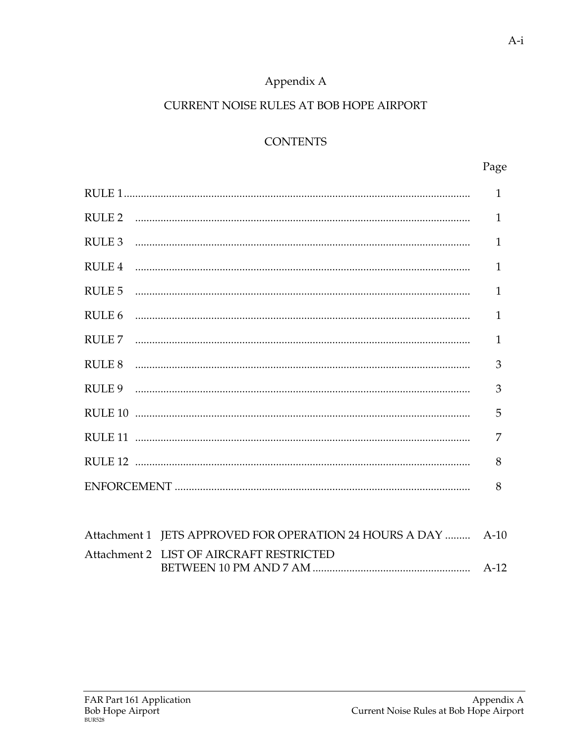# Appendix A

## CURRENT NOISE RULES AT BOB HOPE AIRPORT

### CONTENTS

| | Page |
|---|---|
| RULE 1 | 1 |
| RULE 2 | 1 |
| RULE 3 | 1 |
| RULE 4 | 1 |
| RULE 5 | 1 |
| RULE 6 | 1 |
| RULE 7 | 1 |
| RULE 8 | 3 |
| RULE 9 | 3 |
| RULE 10 | 5 |
| RULE 11 | 7 |
| RULE 12 | 8 |
| ENFORCEMENT | 8 |

| | | |
|---|---|---|
| Attachment 1 | JETS APPROVED FOR OPERATION 24 HOURS A DAY | A-10 |
| Attachment 2 | LIST OF AIRCRAFT RESTRICTED BETWEEN 10 PM AND 7 AM | A-12 |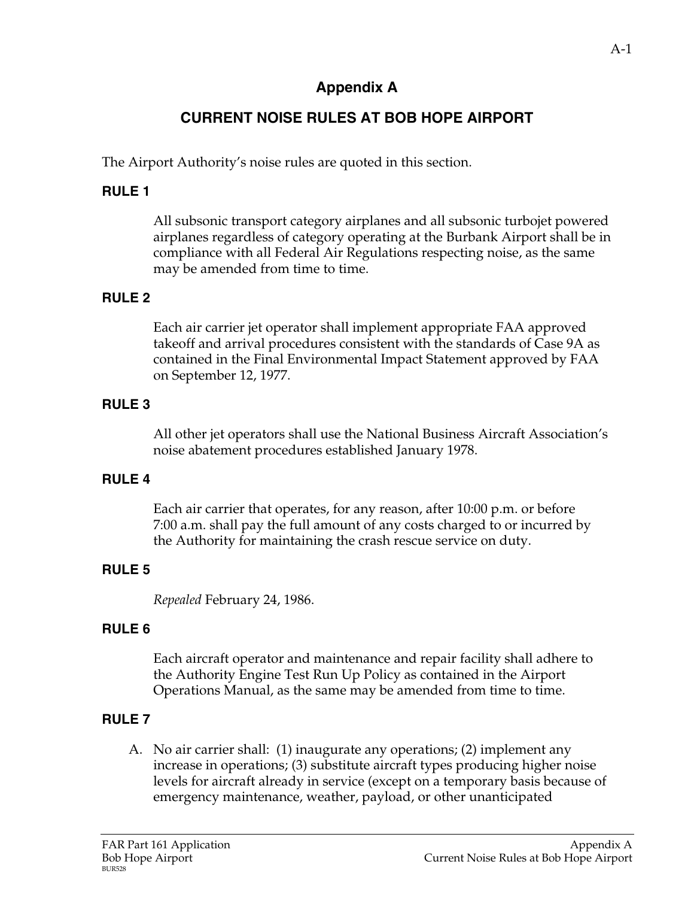# Appendix A

## CURRENT NOISE RULES AT BOB HOPE AIRPORT

The Airport Authority's noise rules are quoted in this section.

### RULE 1

All subsonic transport category airplanes and all subsonic turbojet powered airplanes regardless of category operating at the Burbank Airport shall be in compliance with all Federal Air Regulations respecting noise, as the same may be amended from time to time.

### RULE 2

Each air carrier jet operator shall implement appropriate FAA approved takeoff and arrival procedures consistent with the standards of Case 9A as contained in the Final Environmental Impact Statement approved by FAA on September 12, 1977.

### RULE 3

All other jet operators shall use the National Business Aircraft Association's noise abatement procedures established January 1978.

### RULE 4

Each air carrier that operates, for any reason, after 10:00 p.m. or before 7:00 a.m. shall pay the full amount of any costs charged to or incurred by the Authority for maintaining the crash rescue service on duty.

### RULE 5

*Repealed* February 24, 1986.

### RULE 6

Each aircraft operator and maintenance and repair facility shall adhere to the Authority Engine Test Run Up Policy as contained in the Airport Operations Manual, as the same may be amended from time to time.

### RULE 7

A. No air carrier shall: (1) inaugurate any operations; (2) implement any increase in operations; (3) substitute aircraft types producing higher noise levels for aircraft already in service (except on a temporary basis because of emergency maintenance, weather, payload, or other unanticipated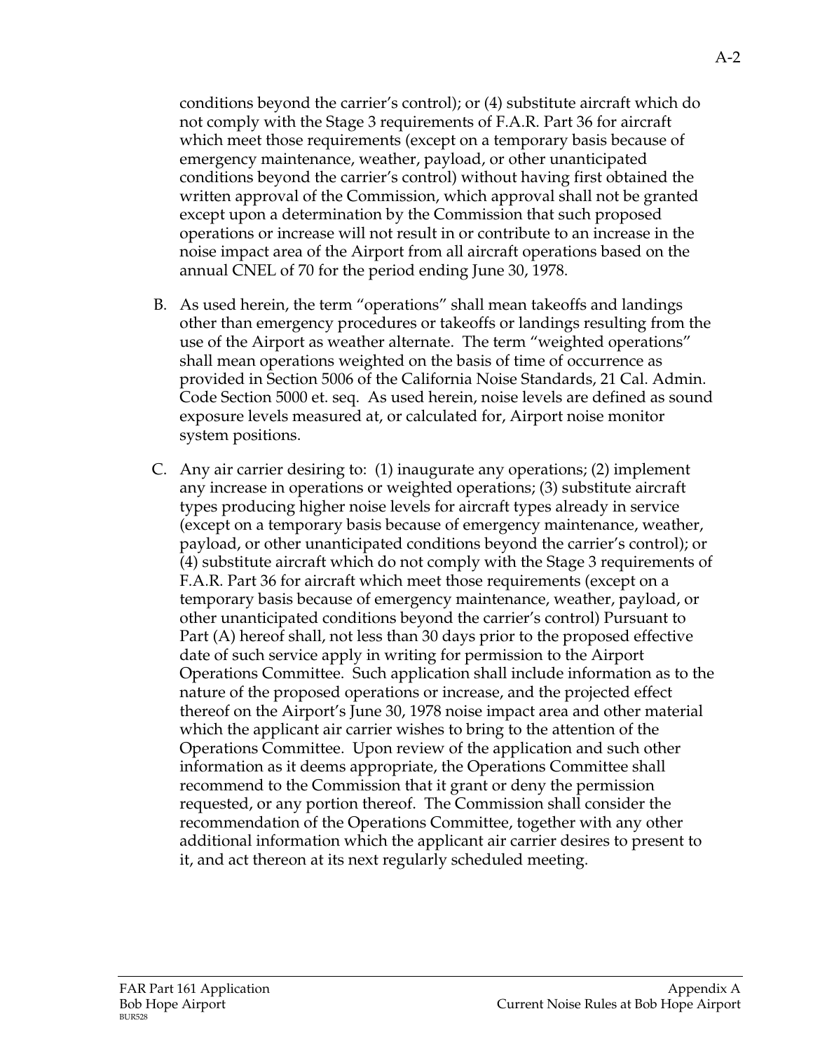conditions beyond the carrier's control); or (4) substitute aircraft which do not comply with the Stage 3 requirements of F.A.R. Part 36 for aircraft which meet those requirements (except on a temporary basis because of emergency maintenance, weather, payload, or other unanticipated conditions beyond the carrier's control) without having first obtained the written approval of the Commission, which approval shall not be granted except upon a determination by the Commission that such proposed operations or increase will not result in or contribute to an increase in the noise impact area of the Airport from all aircraft operations based on the annual CNEL of 70 for the period ending June 30, 1978.

B. As used herein, the term "operations" shall mean takeoffs and landings other than emergency procedures or takeoffs or landings resulting from the use of the Airport as weather alternate. The term "weighted operations" shall mean operations weighted on the basis of time of occurrence as provided in Section 5006 of the California Noise Standards, 21 Cal. Admin. Code Section 5000 et. seq. As used herein, noise levels are defined as sound exposure levels measured at, or calculated for, Airport noise monitor system positions.

C. Any air carrier desiring to: (1) inaugurate any operations; (2) implement any increase in operations or weighted operations; (3) substitute aircraft types producing higher noise levels for aircraft types already in service (except on a temporary basis because of emergency maintenance, weather, payload, or other unanticipated conditions beyond the carrier's control); or (4) substitute aircraft which do not comply with the Stage 3 requirements of F.A.R. Part 36 for aircraft which meet those requirements (except on a temporary basis because of emergency maintenance, weather, payload, or other unanticipated conditions beyond the carrier's control) Pursuant to Part (A) hereof shall, not less than 30 days prior to the proposed effective date of such service apply in writing for permission to the Airport Operations Committee. Such application shall include information as to the nature of the proposed operations or increase, and the projected effect thereof on the Airport's June 30, 1978 noise impact area and other material which the applicant air carrier wishes to bring to the attention of the Operations Committee. Upon review of the application and such other information as it deems appropriate, the Operations Committee shall recommend to the Commission that it grant or deny the permission requested, or any portion thereof. The Commission shall consider the recommendation of the Operations Committee, together with any other additional information which the applicant air carrier desires to present to it, and act thereon at its next regularly scheduled meeting.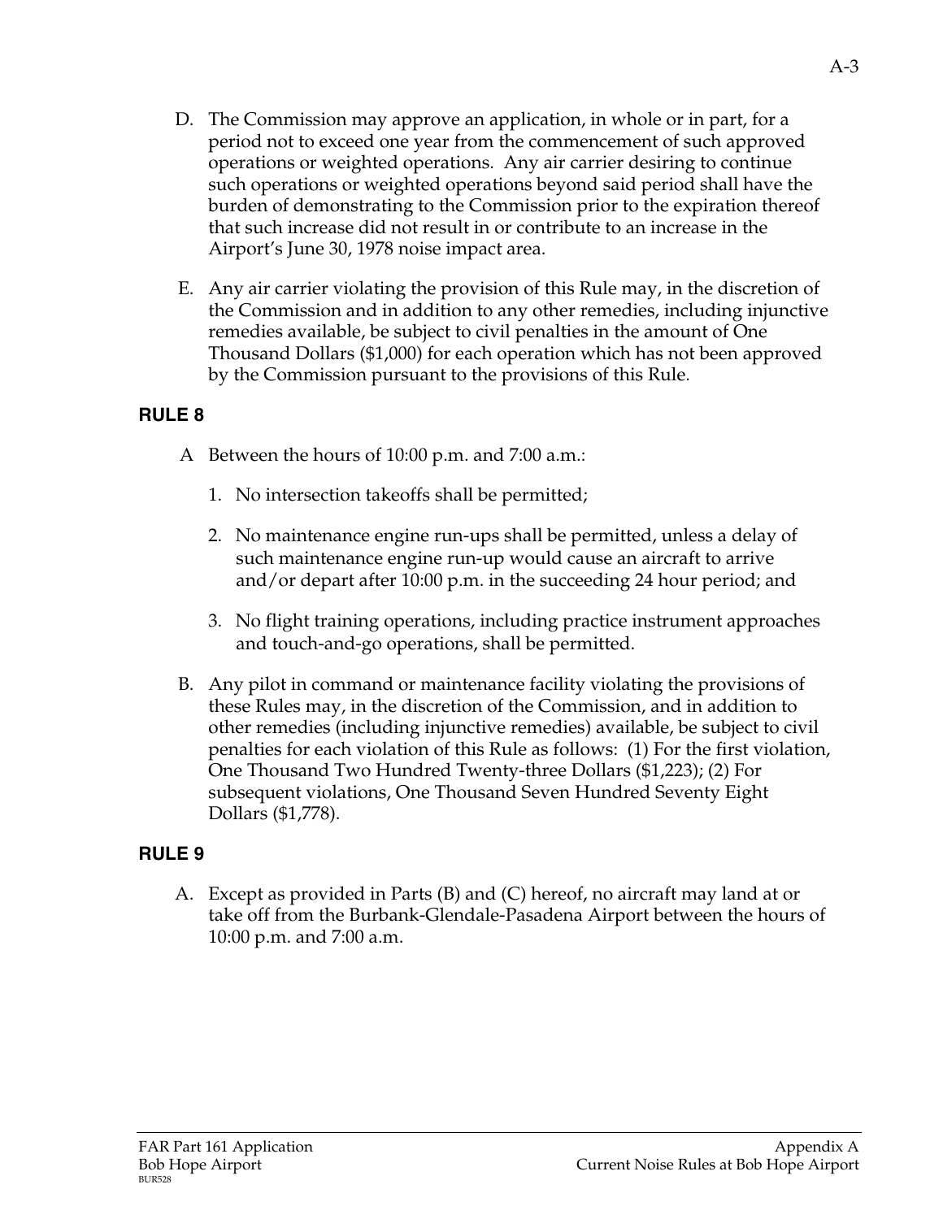D. The Commission may approve an application, in whole or in part, for a period not to exceed one year from the commencement of such approved operations or weighted operations. Any air carrier desiring to continue such operations or weighted operations beyond said period shall have the burden of demonstrating to the Commission prior to the expiration thereof that such increase did not result in or contribute to an increase in the Airport's June 30, 1978 noise impact area.

E. Any air carrier violating the provision of this Rule may, in the discretion of the Commission and in addition to any other remedies, including injunctive remedies available, be subject to civil penalties in the amount of One Thousand Dollars ($1,000) for each operation which has not been approved by the Commission pursuant to the provisions of this Rule.

## RULE 8

A Between the hours of 10:00 p.m. and 7:00 a.m.:

1. No intersection takeoffs shall be permitted;

2. No maintenance engine run-ups shall be permitted, unless a delay of such maintenance engine run-up would cause an aircraft to arrive and/or depart after 10:00 p.m. in the succeeding 24 hour period; and

3. No flight training operations, including practice instrument approaches and touch-and-go operations, shall be permitted.

B. Any pilot in command or maintenance facility violating the provisions of these Rules may, in the discretion of the Commission, and in addition to other remedies (including injunctive remedies) available, be subject to civil penalties for each violation of this Rule as follows: (1) For the first violation, One Thousand Two Hundred Twenty-three Dollars ($1,223); (2) For subsequent violations, One Thousand Seven Hundred Seventy Eight Dollars ($1,778).

## RULE 9

A. Except as provided in Parts (B) and (C) hereof, no aircraft may land at or take off from the Burbank-Glendale-Pasadena Airport between the hours of 10:00 p.m. and 7:00 a.m.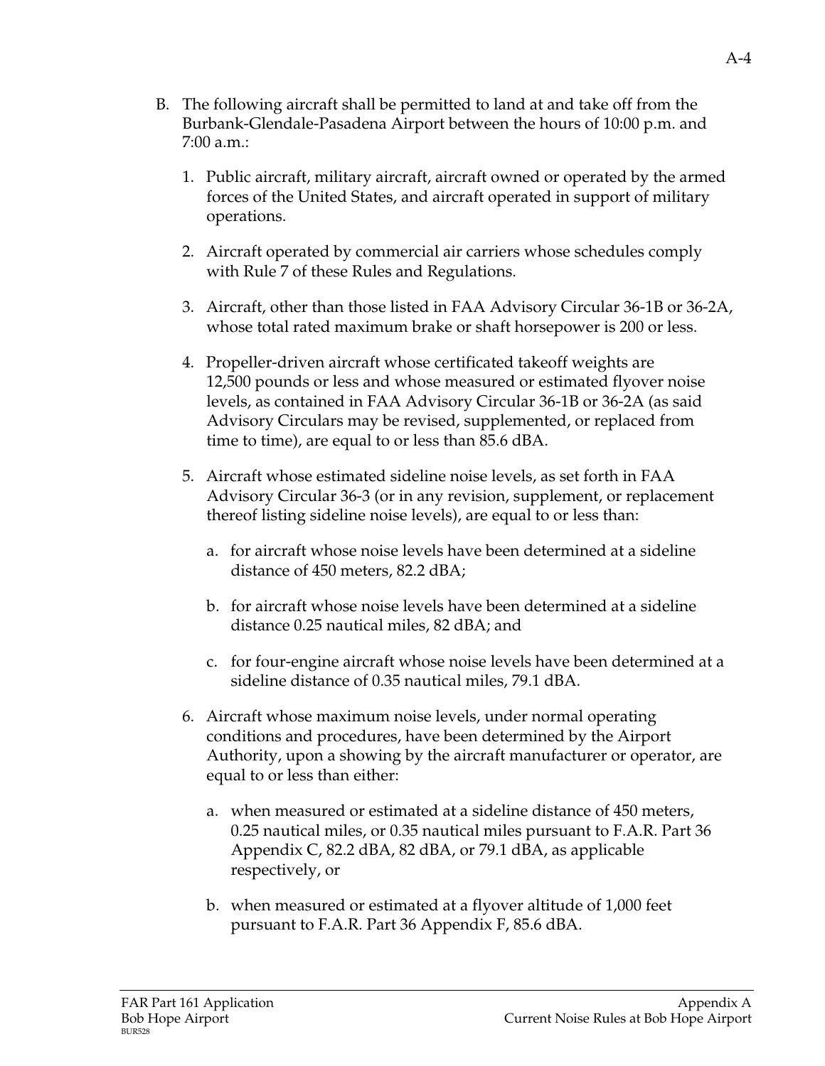B. The following aircraft shall be permitted to land at and take off from the Burbank-Glendale-Pasadena Airport between the hours of 10:00 p.m. and 7:00 a.m.:

   1. Public aircraft, military aircraft, aircraft owned or operated by the armed forces of the United States, and aircraft operated in support of military operations.

   2. Aircraft operated by commercial air carriers whose schedules comply with Rule 7 of these Rules and Regulations.

   3. Aircraft, other than those listed in FAA Advisory Circular 36-1B or 36-2A, whose total rated maximum brake or shaft horsepower is 200 or less.

   4. Propeller-driven aircraft whose certificated takeoff weights are 12,500 pounds or less and whose measured or estimated flyover noise levels, as contained in FAA Advisory Circular 36-1B or 36-2A (as said Advisory Circulars may be revised, supplemented, or replaced from time to time), are equal to or less than 85.6 dBA.

   5. Aircraft whose estimated sideline noise levels, as set forth in FAA Advisory Circular 36-3 (or in any revision, supplement, or replacement thereof listing sideline noise levels), are equal to or less than:

      a. for aircraft whose noise levels have been determined at a sideline distance of 450 meters, 82.2 dBA;

      b. for aircraft whose noise levels have been determined at a sideline distance 0.25 nautical miles, 82 dBA; and

      c. for four-engine aircraft whose noise levels have been determined at a sideline distance of 0.35 nautical miles, 79.1 dBA.

   6. Aircraft whose maximum noise levels, under normal operating conditions and procedures, have been determined by the Airport Authority, upon a showing by the aircraft manufacturer or operator, are equal to or less than either:

      a. when measured or estimated at a sideline distance of 450 meters, 0.25 nautical miles, or 0.35 nautical miles pursuant to F.A.R. Part 36 Appendix C, 82.2 dBA, 82 dBA, or 79.1 dBA, as applicable respectively, or

      b. when measured or estimated at a flyover altitude of 1,000 feet pursuant to F.A.R. Part 36 Appendix F, 85.6 dBA.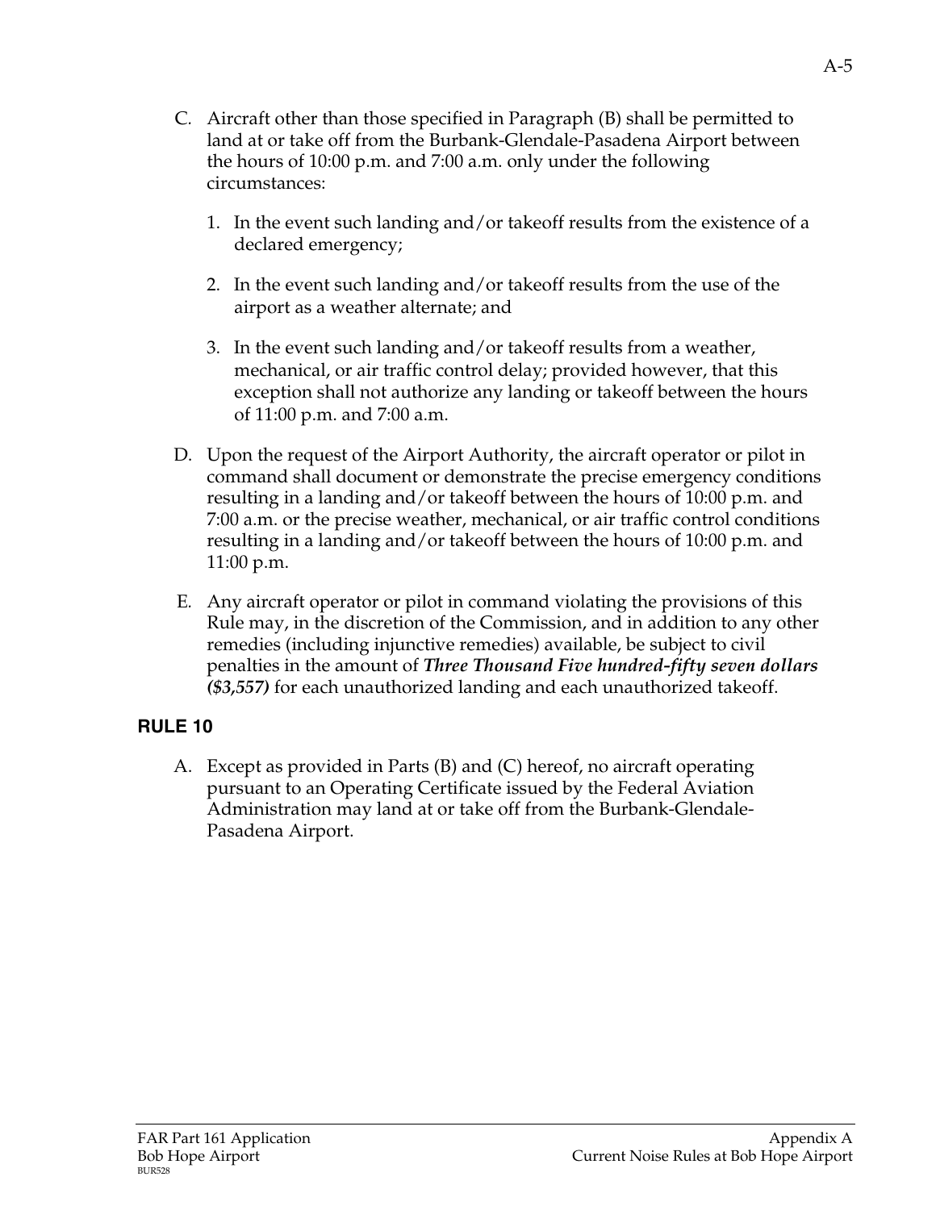C. Aircraft other than those specified in Paragraph (B) shall be permitted to land at or take off from the Burbank-Glendale-Pasadena Airport between the hours of 10:00 p.m. and 7:00 a.m. only under the following circumstances:

   1. In the event such landing and/or takeoff results from the existence of a declared emergency;

   2. In the event such landing and/or takeoff results from the use of the airport as a weather alternate; and

   3. In the event such landing and/or takeoff results from a weather, mechanical, or air traffic control delay; provided however, that this exception shall not authorize any landing or takeoff between the hours of 11:00 p.m. and 7:00 a.m.

D. Upon the request of the Airport Authority, the aircraft operator or pilot in command shall document or demonstrate the precise emergency conditions resulting in a landing and/or takeoff between the hours of 10:00 p.m. and 7:00 a.m. or the precise weather, mechanical, or air traffic control conditions resulting in a landing and/or takeoff between the hours of 10:00 p.m. and 11:00 p.m.

E. Any aircraft operator or pilot in command violating the provisions of this Rule may, in the discretion of the Commission, and in addition to any other remedies (including injunctive remedies) available, be subject to civil penalties in the amount of ***Three Thousand Five hundred-fifty seven dollars ($3,557)*** for each unauthorized landing and each unauthorized takeoff.

## RULE 10

A. Except as provided in Parts (B) and (C) hereof, no aircraft operating pursuant to an Operating Certificate issued by the Federal Aviation Administration may land at or take off from the Burbank-Glendale-Pasadena Airport.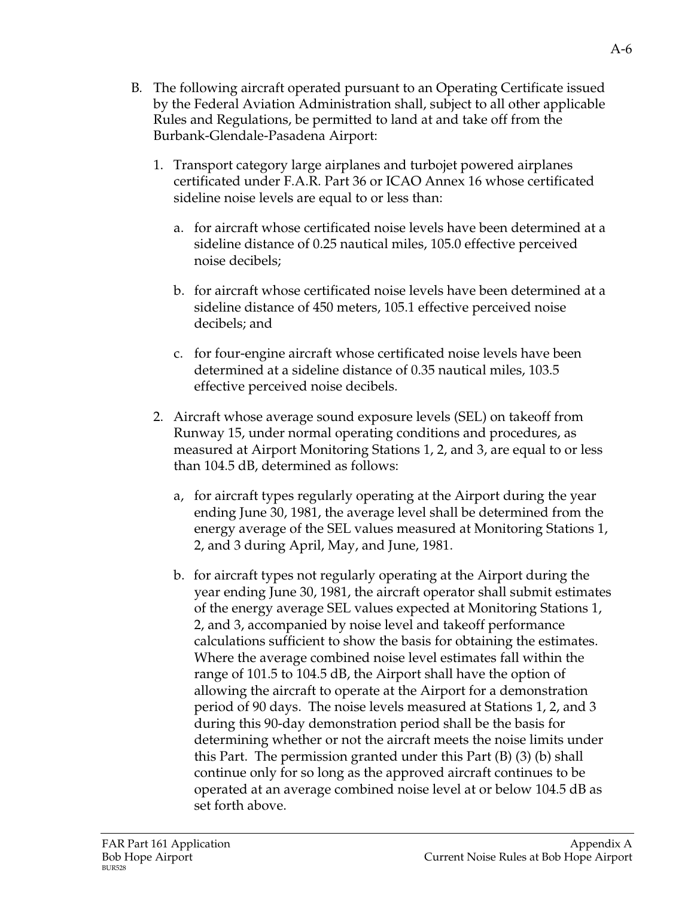B. The following aircraft operated pursuant to an Operating Certificate issued by the Federal Aviation Administration shall, subject to all other applicable Rules and Regulations, be permitted to land at and take off from the Burbank-Glendale-Pasadena Airport:

1. Transport category large airplanes and turbojet powered airplanes certificated under F.A.R. Part 36 or ICAO Annex 16 whose certificated sideline noise levels are equal to or less than:

   a. for aircraft whose certificated noise levels have been determined at a sideline distance of 0.25 nautical miles, 105.0 effective perceived noise decibels;

   b. for aircraft whose certificated noise levels have been determined at a sideline distance of 450 meters, 105.1 effective perceived noise decibels; and

   c. for four-engine aircraft whose certificated noise levels have been determined at a sideline distance of 0.35 nautical miles, 103.5 effective perceived noise decibels.

2. Aircraft whose average sound exposure levels (SEL) on takeoff from Runway 15, under normal operating conditions and procedures, as measured at Airport Monitoring Stations 1, 2, and 3, are equal to or less than 104.5 dB, determined as follows:

   a, for aircraft types regularly operating at the Airport during the year ending June 30, 1981, the average level shall be determined from the energy average of the SEL values measured at Monitoring Stations 1, 2, and 3 during April, May, and June, 1981.

   b. for aircraft types not regularly operating at the Airport during the year ending June 30, 1981, the aircraft operator shall submit estimates of the energy average SEL values expected at Monitoring Stations 1, 2, and 3, accompanied by noise level and takeoff performance calculations sufficient to show the basis for obtaining the estimates. Where the average combined noise level estimates fall within the range of 101.5 to 104.5 dB, the Airport shall have the option of allowing the aircraft to operate at the Airport for a demonstration period of 90 days. The noise levels measured at Stations 1, 2, and 3 during this 90-day demonstration period shall be the basis for determining whether or not the aircraft meets the noise limits under this Part. The permission granted under this Part (B) (3) (b) shall continue only for so long as the approved aircraft continues to be operated at an average combined noise level at or below 104.5 dB as set forth above.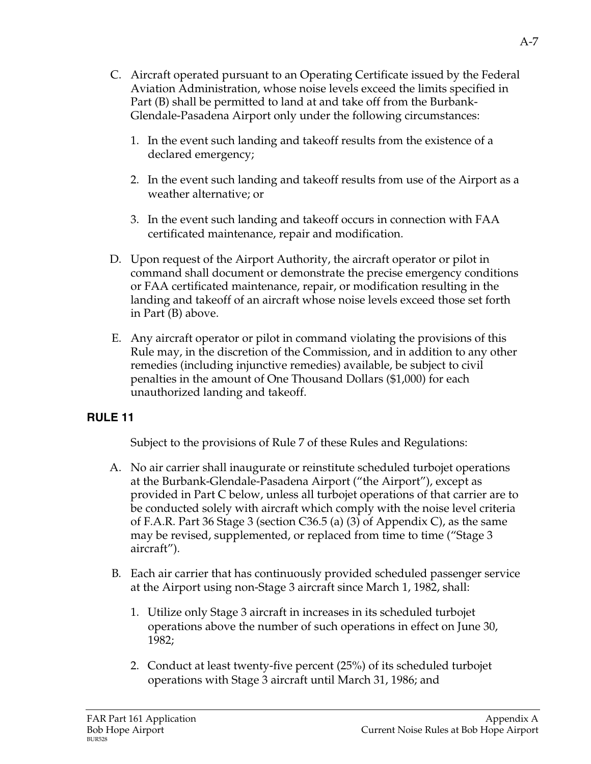C. Aircraft operated pursuant to an Operating Certificate issued by the Federal Aviation Administration, whose noise levels exceed the limits specified in Part (B) shall be permitted to land at and take off from the Burbank-Glendale-Pasadena Airport only under the following circumstances:

   1. In the event such landing and takeoff results from the existence of a declared emergency;

   2. In the event such landing and takeoff results from use of the Airport as a weather alternative; or

   3. In the event such landing and takeoff occurs in connection with FAA certificated maintenance, repair and modification.

D. Upon request of the Airport Authority, the aircraft operator or pilot in command shall document or demonstrate the precise emergency conditions or FAA certificated maintenance, repair, or modification resulting in the landing and takeoff of an aircraft whose noise levels exceed those set forth in Part (B) above.

E. Any aircraft operator or pilot in command violating the provisions of this Rule may, in the discretion of the Commission, and in addition to any other remedies (including injunctive remedies) available, be subject to civil penalties in the amount of One Thousand Dollars ($1,000) for each unauthorized landing and takeoff.

## RULE 11

Subject to the provisions of Rule 7 of these Rules and Regulations:

A. No air carrier shall inaugurate or reinstitute scheduled turbojet operations at the Burbank-Glendale-Pasadena Airport ("the Airport"), except as provided in Part C below, unless all turbojet operations of that carrier are to be conducted solely with aircraft which comply with the noise level criteria of F.A.R. Part 36 Stage 3 (section C36.5 (a) (3) of Appendix C), as the same may be revised, supplemented, or replaced from time to time ("Stage 3 aircraft").

B. Each air carrier that has continuously provided scheduled passenger service at the Airport using non-Stage 3 aircraft since March 1, 1982, shall:

   1. Utilize only Stage 3 aircraft in increases in its scheduled turbojet operations above the number of such operations in effect on June 30, 1982;

   2. Conduct at least twenty-five percent (25%) of its scheduled turbojet operations with Stage 3 aircraft until March 31, 1986; and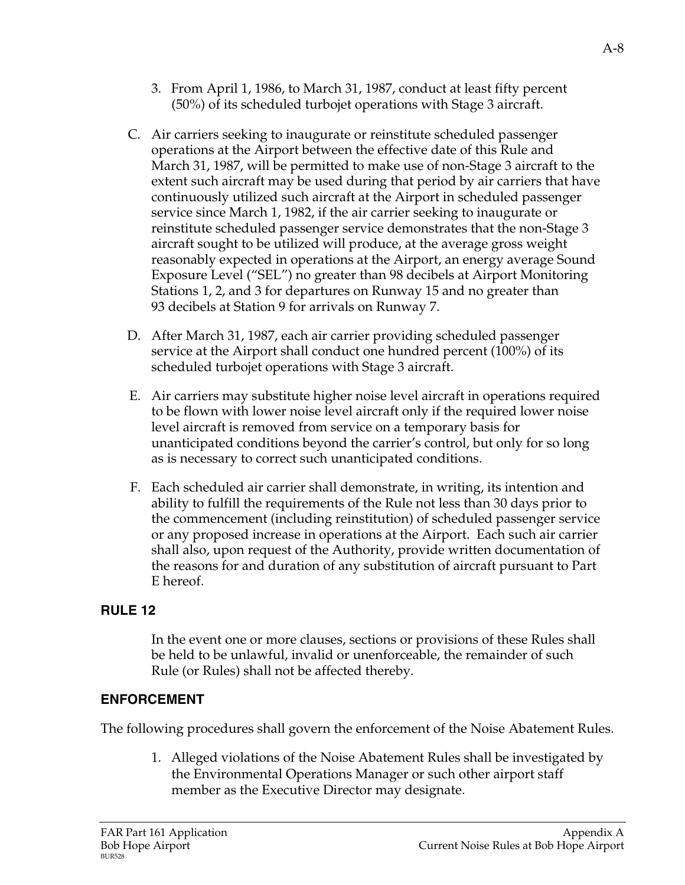3. From April 1, 1986, to March 31, 1987, conduct at least fifty percent (50%) of its scheduled turbojet operations with Stage 3 aircraft.

C. Air carriers seeking to inaugurate or reinstitute scheduled passenger operations at the Airport between the effective date of this Rule and March 31, 1987, will be permitted to make use of non-Stage 3 aircraft to the extent such aircraft may be used during that period by air carriers that have continuously utilized such aircraft at the Airport in scheduled passenger service since March 1, 1982, if the air carrier seeking to inaugurate or reinstitute scheduled passenger service demonstrates that the non-Stage 3 aircraft sought to be utilized will produce, at the average gross weight reasonably expected in operations at the Airport, an energy average Sound Exposure Level ("SEL") no greater than 98 decibels at Airport Monitoring Stations 1, 2, and 3 for departures on Runway 15 and no greater than 93 decibels at Station 9 for arrivals on Runway 7.

D. After March 31, 1987, each air carrier providing scheduled passenger service at the Airport shall conduct one hundred percent (100%) of its scheduled turbojet operations with Stage 3 aircraft.

E. Air carriers may substitute higher noise level aircraft in operations required to be flown with lower noise level aircraft only if the required lower noise level aircraft is removed from service on a temporary basis for unanticipated conditions beyond the carrier's control, but only for so long as is necessary to correct such unanticipated conditions.

F. Each scheduled air carrier shall demonstrate, in writing, its intention and ability to fulfill the requirements of the Rule not less than 30 days prior to the commencement (including reinstitution) of scheduled passenger service or any proposed increase in operations at the Airport. Each such air carrier shall also, upon request of the Authority, provide written documentation of the reasons for and duration of any substitution of aircraft pursuant to Part E hereof.

## RULE 12

In the event one or more clauses, sections or provisions of these Rules shall be held to be unlawful, invalid or unenforceable, the remainder of such Rule (or Rules) shall not be affected thereby.

## ENFORCEMENT

The following procedures shall govern the enforcement of the Noise Abatement Rules.

1. Alleged violations of the Noise Abatement Rules shall be investigated by the Environmental Operations Manager or such other airport staff member as the Executive Director may designate.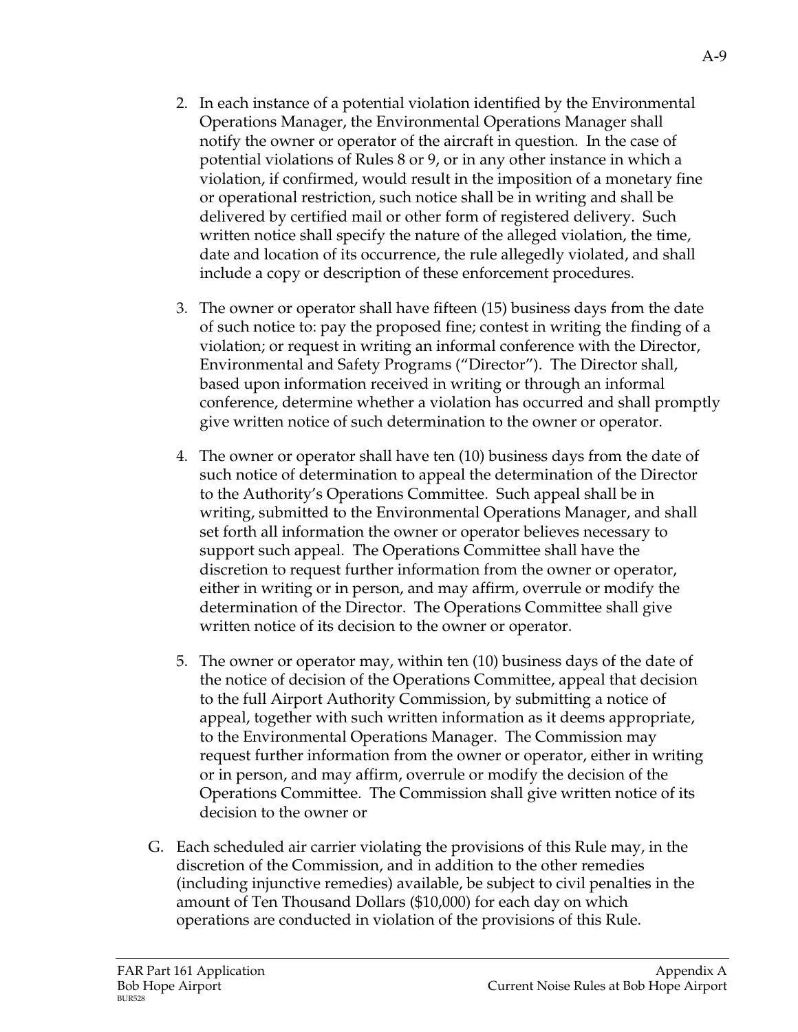2. In each instance of a potential violation identified by the Environmental Operations Manager, the Environmental Operations Manager shall notify the owner or operator of the aircraft in question. In the case of potential violations of Rules 8 or 9, or in any other instance in which a violation, if confirmed, would result in the imposition of a monetary fine or operational restriction, such notice shall be in writing and shall be delivered by certified mail or other form of registered delivery. Such written notice shall specify the nature of the alleged violation, the time, date and location of its occurrence, the rule allegedly violated, and shall include a copy or description of these enforcement procedures.

3. The owner or operator shall have fifteen (15) business days from the date of such notice to: pay the proposed fine; contest in writing the finding of a violation; or request in writing an informal conference with the Director, Environmental and Safety Programs ("Director"). The Director shall, based upon information received in writing or through an informal conference, determine whether a violation has occurred and shall promptly give written notice of such determination to the owner or operator.

4. The owner or operator shall have ten (10) business days from the date of such notice of determination to appeal the determination of the Director to the Authority's Operations Committee. Such appeal shall be in writing, submitted to the Environmental Operations Manager, and shall set forth all information the owner or operator believes necessary to support such appeal. The Operations Committee shall have the discretion to request further information from the owner or operator, either in writing or in person, and may affirm, overrule or modify the determination of the Director. The Operations Committee shall give written notice of its decision to the owner or operator.

5. The owner or operator may, within ten (10) business days of the date of the notice of decision of the Operations Committee, appeal that decision to the full Airport Authority Commission, by submitting a notice of appeal, together with such written information as it deems appropriate, to the Environmental Operations Manager. The Commission may request further information from the owner or operator, either in writing or in person, and may affirm, overrule or modify the decision of the Operations Committee. The Commission shall give written notice of its decision to the owner or

G. Each scheduled air carrier violating the provisions of this Rule may, in the discretion of the Commission, and in addition to the other remedies (including injunctive remedies) available, be subject to civil penalties in the amount of Ten Thousand Dollars ($10,000) for each day on which operations are conducted in violation of the provisions of this Rule.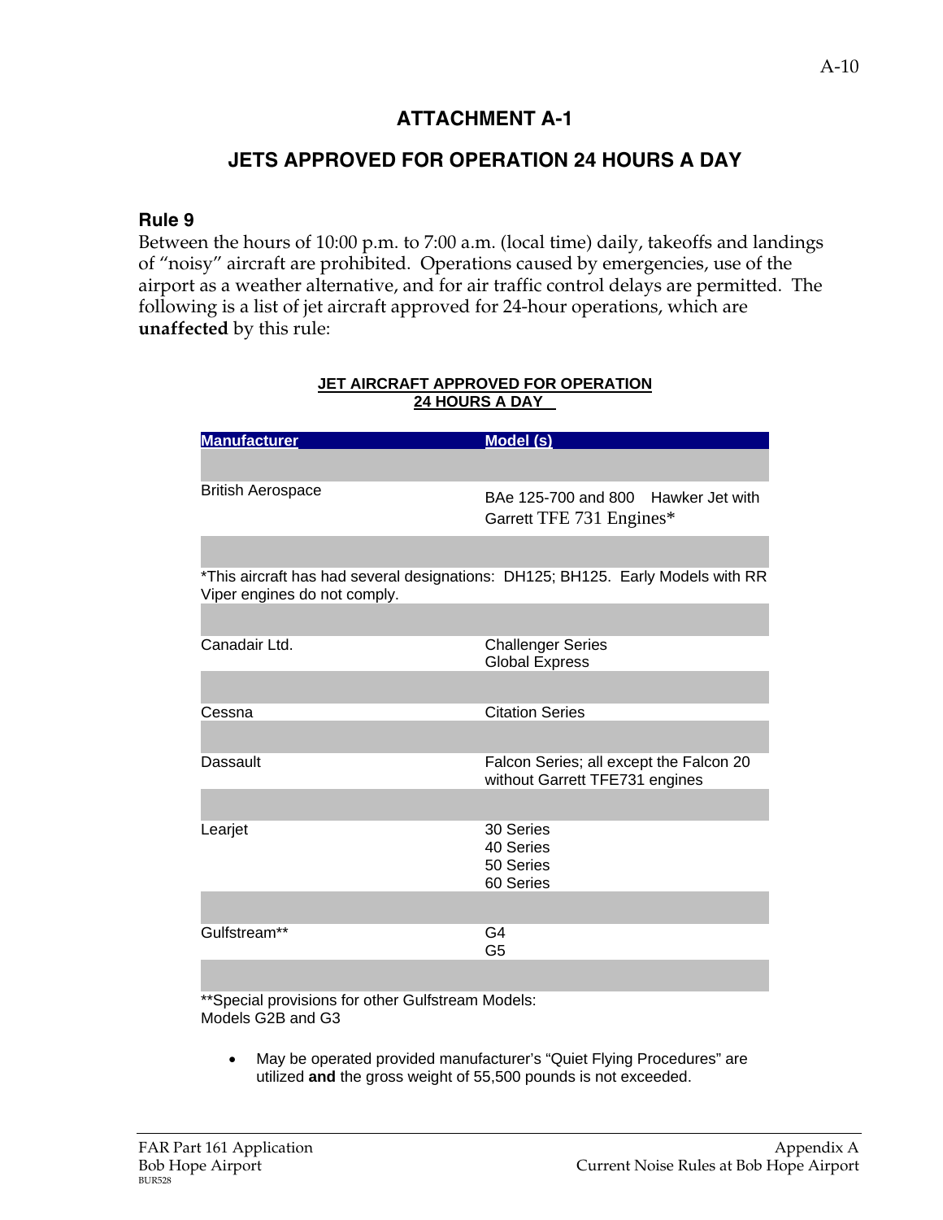# ATTACHMENT A-1

## JETS APPROVED FOR OPERATION 24 HOURS A DAY

### Rule 9

Between the hours of 10:00 p.m. to 7:00 a.m. (local time) daily, takeoffs and landings of "noisy" aircraft are prohibited. Operations caused by emergencies, use of the airport as a weather alternative, and for air traffic control delays are permitted. The following is a list of jet aircraft approved for 24-hour operations, which are **unaffected** by this rule:

**JET AIRCRAFT APPROVED FOR OPERATION 24 HOURS A DAY**

| Manufacturer | Model (s) |
|---|---|
| British Aerospace | BAe 125-700 and 800 Hawker Jet with Garrett TFE 731 Engines* |
| Canadair Ltd. | Challenger Series<br>Global Express |
| Cessna | Citation Series |
| Dassault | Falcon Series; all except the Falcon 20 without Garrett TFE731 engines |
| Learjet | 30 Series<br>40 Series<br>50 Series<br>60 Series |
| Gulfstream** | G4<br>G5 |

*This aircraft has had several designations: DH125; BH125. Early Models with RR Viper engines do not comply.

**Special provisions for other Gulfstream Models:
Models G2B and G3

- May be operated provided manufacturer's "Quiet Flying Procedures" are utilized **and** the gross weight of 55,500 pounds is not exceeded.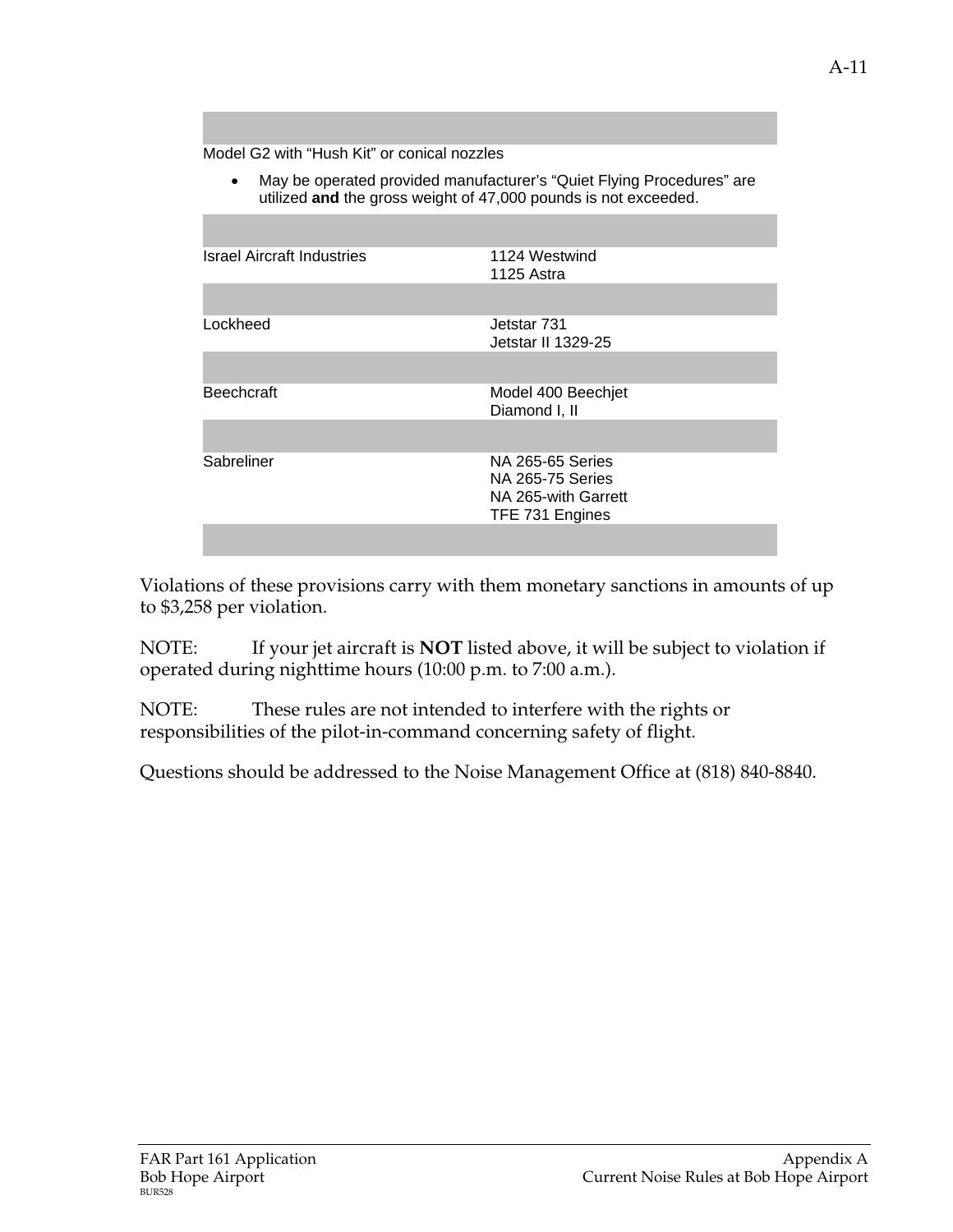Model G2 with "Hush Kit" or conical nozzles

- May be operated provided manufacturer's "Quiet Flying Procedures" are utilized **and** the gross weight of 47,000 pounds is not exceeded.

| | |
|---|---|
| Israel Aircraft Industries | 1124 Westwind<br>1125 Astra |
| | |
| Lockheed | Jetstar 731<br>Jetstar II 1329-25 |
| | |
| Beechcraft | Model 400 Beechjet<br>Diamond I, II |
| | |
| Sabreliner | NA 265-65 Series<br>NA 265-75 Series<br>NA 265-with Garrett<br>TFE 731 Engines |
| | |

Violations of these provisions carry with them monetary sanctions in amounts of up to $3,258 per violation.

NOTE: If your jet aircraft is **NOT** listed above, it will be subject to violation if operated during nighttime hours (10:00 p.m. to 7:00 a.m.).

NOTE: These rules are not intended to interfere with the rights or responsibilities of the pilot-in-command concerning safety of flight.

Questions should be addressed to the Noise Management Office at (818) 840-8840.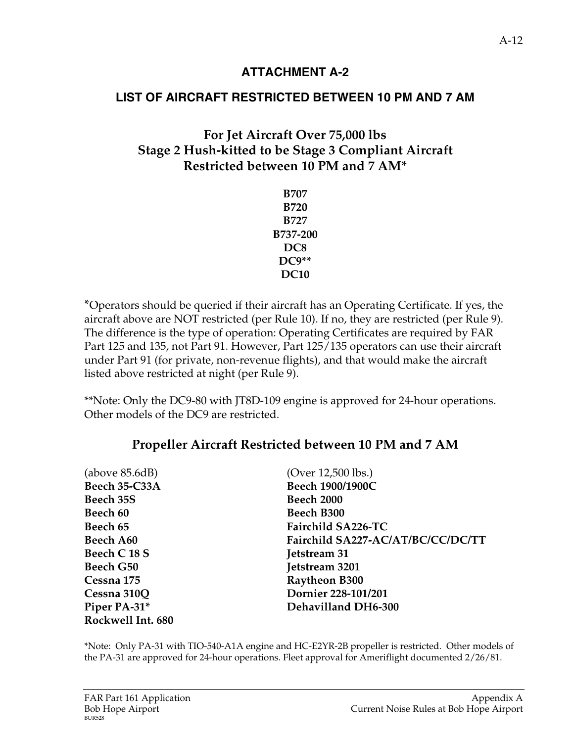## ATTACHMENT A-2

### LIST OF AIRCRAFT RESTRICTED BETWEEN 10 PM AND 7 AM

### For Jet Aircraft Over 75,000 lbs
### Stage 2 Hush-kitted to be Stage 3 Compliant Aircraft
### Restricted between 10 PM and 7 AM*

**B707**
**B720**
**B727**
**B737-200**
**DC8**
**DC9****
**DC10**

*Operators should be queried if their aircraft has an Operating Certificate. If yes, the aircraft above are NOT restricted (per Rule 10). If no, they are restricted (per Rule 9). The difference is the type of operation: Operating Certificates are required by FAR Part 125 and 135, not Part 91. However, Part 125/135 operators can use their aircraft under Part 91 (for private, non-revenue flights), and that would make the aircraft listed above restricted at night (per Rule 9).

**Note: Only the DC9-80 with JT8D-109 engine is approved for 24-hour operations. Other models of the DC9 are restricted.

### Propeller Aircraft Restricted between 10 PM and 7 AM

| (above 85.6dB) | (Over 12,500 lbs.) |
|---|---|
| **Beech 35-C33A** | **Beech 1900/1900C** |
| **Beech 35S** | **Beech 2000** |
| **Beech 60** | **Beech B300** |
| **Beech 65** | **Fairchild SA226-TC** |
| **Beech A60** | **Fairchild SA227-AC/AT/BC/CC/DC/TT** |
| **Beech C 18 S** | **Jetstream 31** |
| **Beech G50** | **Jetstream 3201** |
| **Cessna 175** | **Raytheon B300** |
| **Cessna 310Q** | **Dornier 228-101/201** |
| **Piper PA-31*** | **Dehavilland DH6-300** |
| **Rockwell Int. 680** | |

*Note: Only PA-31 with TIO-540-A1A engine and HC-E2YR-2B propeller is restricted. Other models of the PA-31 are approved for 24-hour operations. Fleet approval for Ameriflight documented 2/26/81.